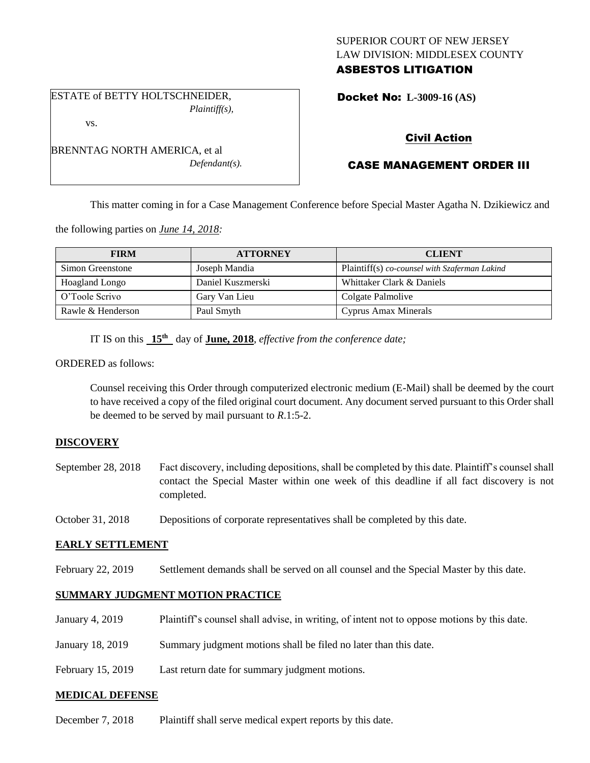SUPERIOR COURT OF NEW JERSEY
LAW DIVISION: MIDDLESEX COUNTY
**ASBESTOS LITIGATION**

ESTATE of BETTY HOLTSCHNEIDER,
*Plaintiff(s),*

vs.

BRENNTAG NORTH AMERICA, et al
*Defendant(s).*

**Docket No: L-3009-16 (AS)**

**Civil Action**

**CASE MANAGEMENT ORDER III**

This matter coming in for a Case Management Conference before Special Master Agatha N. Dzikiewicz and the following parties on *June 14, 2018:*

| FIRM | ATTORNEY | CLIENT |
| --- | --- | --- |
| Simon Greenstone | Joseph Mandia | Plaintiff(s) *co-counsel with Szaferman Lakind* |
| Hoagland Longo | Daniel Kuszmerski | Whittaker Clark & Daniels |
| O'Toole Scrivo | Gary Van Lieu | Colgate Palmolive |
| Rawle & Henderson | Paul Smyth | Cyprus Amax Minerals |

IT IS on this **15th** day of **June, 2018**, *effective from the conference date;*

ORDERED as follows:

Counsel receiving this Order through computerized electronic medium (E-Mail) shall be deemed by the court to have received a copy of the filed original court document. Any document served pursuant to this Order shall be deemed to be served by mail pursuant to *R.*1:5-2.

**DISCOVERY**

September 28, 2018 Fact discovery, including depositions, shall be completed by this date. Plaintiff's counsel shall contact the Special Master within one week of this deadline if all fact discovery is not completed.

October 31, 2018 Depositions of corporate representatives shall be completed by this date.

**EARLY SETTLEMENT**

February 22, 2019 Settlement demands shall be served on all counsel and the Special Master by this date.

**SUMMARY JUDGMENT MOTION PRACTICE**

January 4, 2019 Plaintiff's counsel shall advise, in writing, of intent not to oppose motions by this date.

January 18, 2019 Summary judgment motions shall be filed no later than this date.

February 15, 2019 Last return date for summary judgment motions.

**MEDICAL DEFENSE**

December 7, 2018 Plaintiff shall serve medical expert reports by this date.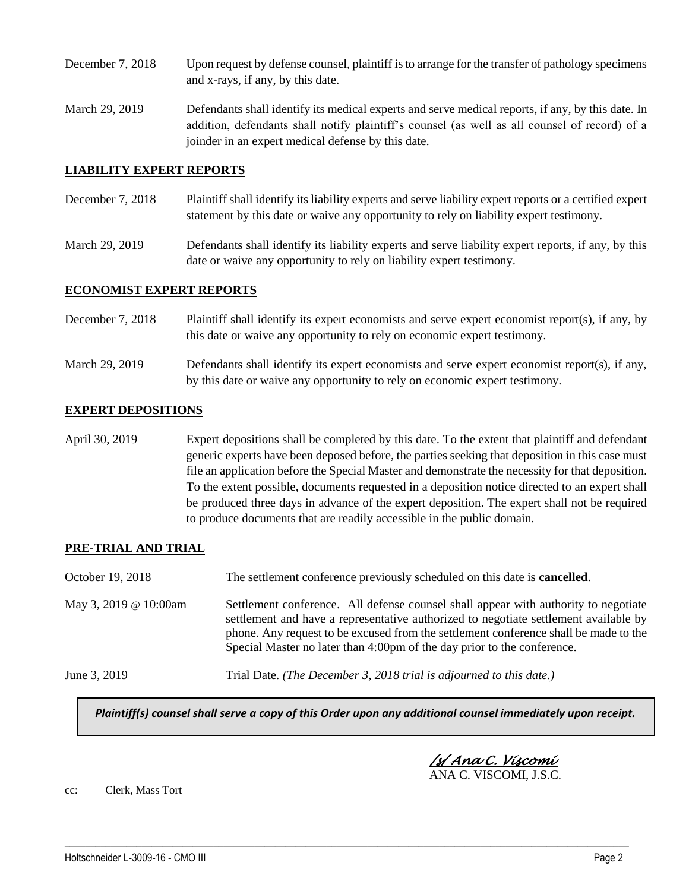| | |
|---|---|
| December 7, 2018 | Upon request by defense counsel, plaintiff is to arrange for the transfer of pathology specimens and x-rays, if any, by this date. |
| March 29, 2019 | Defendants shall identify its medical experts and serve medical reports, if any, by this date. In addition, defendants shall notify plaintiff's counsel (as well as all counsel of record) of a joinder in an expert medical defense by this date. |

## LIABILITY EXPERT REPORTS

| | |
|---|---|
| December 7, 2018 | Plaintiff shall identify its liability experts and serve liability expert reports or a certified expert statement by this date or waive any opportunity to rely on liability expert testimony. |
| March 29, 2019 | Defendants shall identify its liability experts and serve liability expert reports, if any, by this date or waive any opportunity to rely on liability expert testimony. |

## ECONOMIST EXPERT REPORTS

| | |
|---|---|
| December 7, 2018 | Plaintiff shall identify its expert economists and serve expert economist report(s), if any, by this date or waive any opportunity to rely on economic expert testimony. |
| March 29, 2019 | Defendants shall identify its expert economists and serve expert economist report(s), if any, by this date or waive any opportunity to rely on economic expert testimony. |

## EXPERT DEPOSITIONS

| | |
|---|---|
| April 30, 2019 | Expert depositions shall be completed by this date. To the extent that plaintiff and defendant generic experts have been deposed before, the parties seeking that deposition in this case must file an application before the Special Master and demonstrate the necessity for that deposition. To the extent possible, documents requested in a deposition notice directed to an expert shall be produced three days in advance of the expert deposition. The expert shall not be required to produce documents that are readily accessible in the public domain. |

## PRE-TRIAL AND TRIAL

| | |
|---|---|
| October 19, 2018 | The settlement conference previously scheduled on this date is **cancelled**. |
| May 3, 2019 @ 10:00am | Settlement conference. All defense counsel shall appear with authority to negotiate settlement and have a representative authorized to negotiate settlement available by phone. Any request to be excused from the settlement conference shall be made to the Special Master no later than 4:00pm of the day prior to the conference. |
| June 3, 2019 | Trial Date. *(The December 3, 2018 trial is adjourned to this date.)* |

***Plaintiff(s) counsel shall serve a copy of this Order upon any additional counsel immediately upon receipt.***

*/s/ Ana C. Viscomi*
ANA C. VISCOMI, J.S.C.

cc: Clerk, Mass Tort